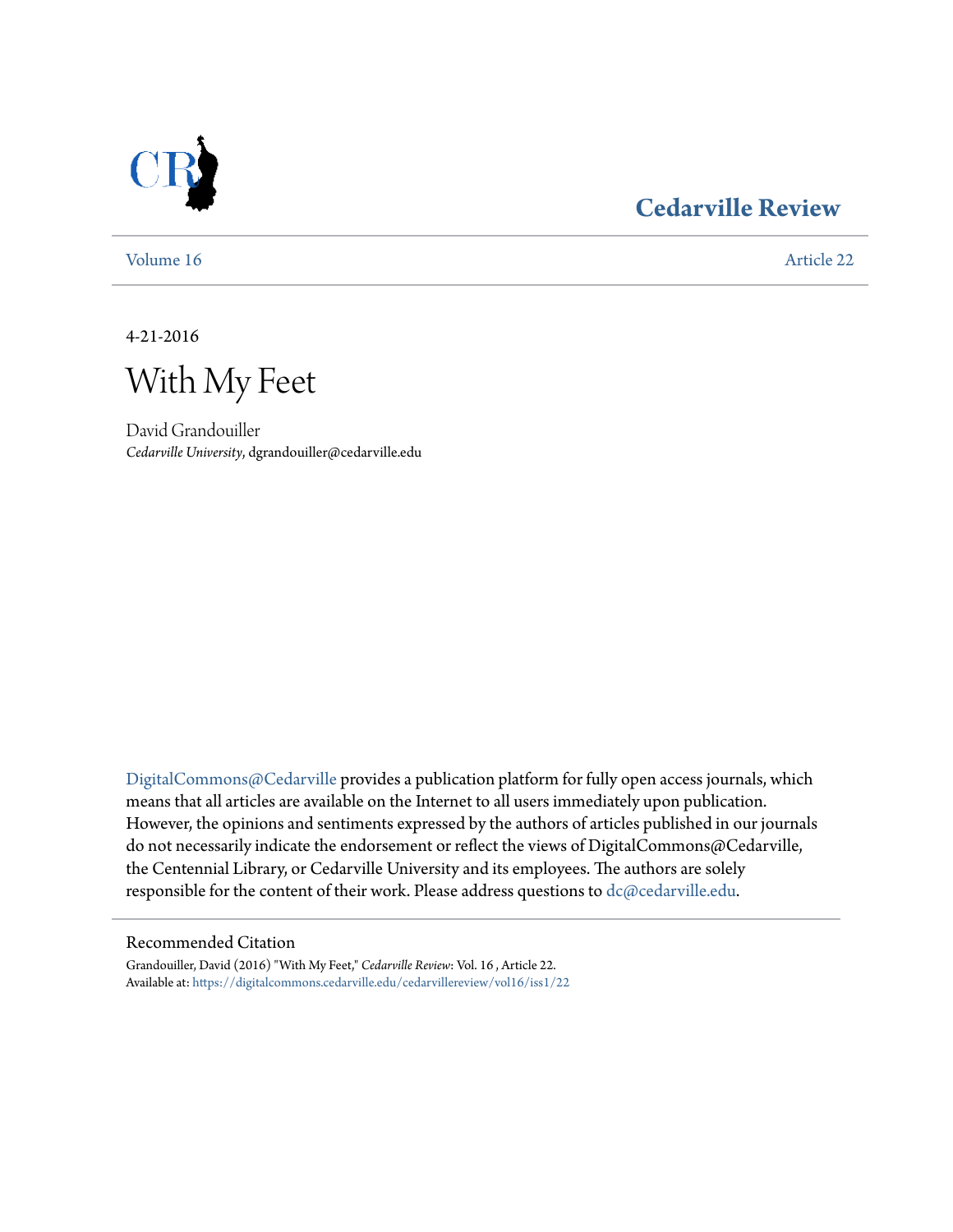Cedarville Review

Volume 16 | Article 22

4-21-2016

# With My Feet

David Grandouiller
*Cedarville University*, dgrandouiller@cedarville.edu

DigitalCommons@Cedarville provides a publication platform for fully open access journals, which means that all articles are available on the Internet to all users immediately upon publication. However, the opinions and sentiments expressed by the authors of articles published in our journals do not necessarily indicate the endorsement or reflect the views of DigitalCommons@Cedarville, the Centennial Library, or Cedarville University and its employees. The authors are solely responsible for the content of their work. Please address questions to dc@cedarville.edu.

## Recommended Citation

Grandouiller, David (2016) "With My Feet," *Cedarville Review*: Vol. 16 , Article 22.
Available at: https://digitalcommons.cedarville.edu/cedarvillereview/vol16/iss1/22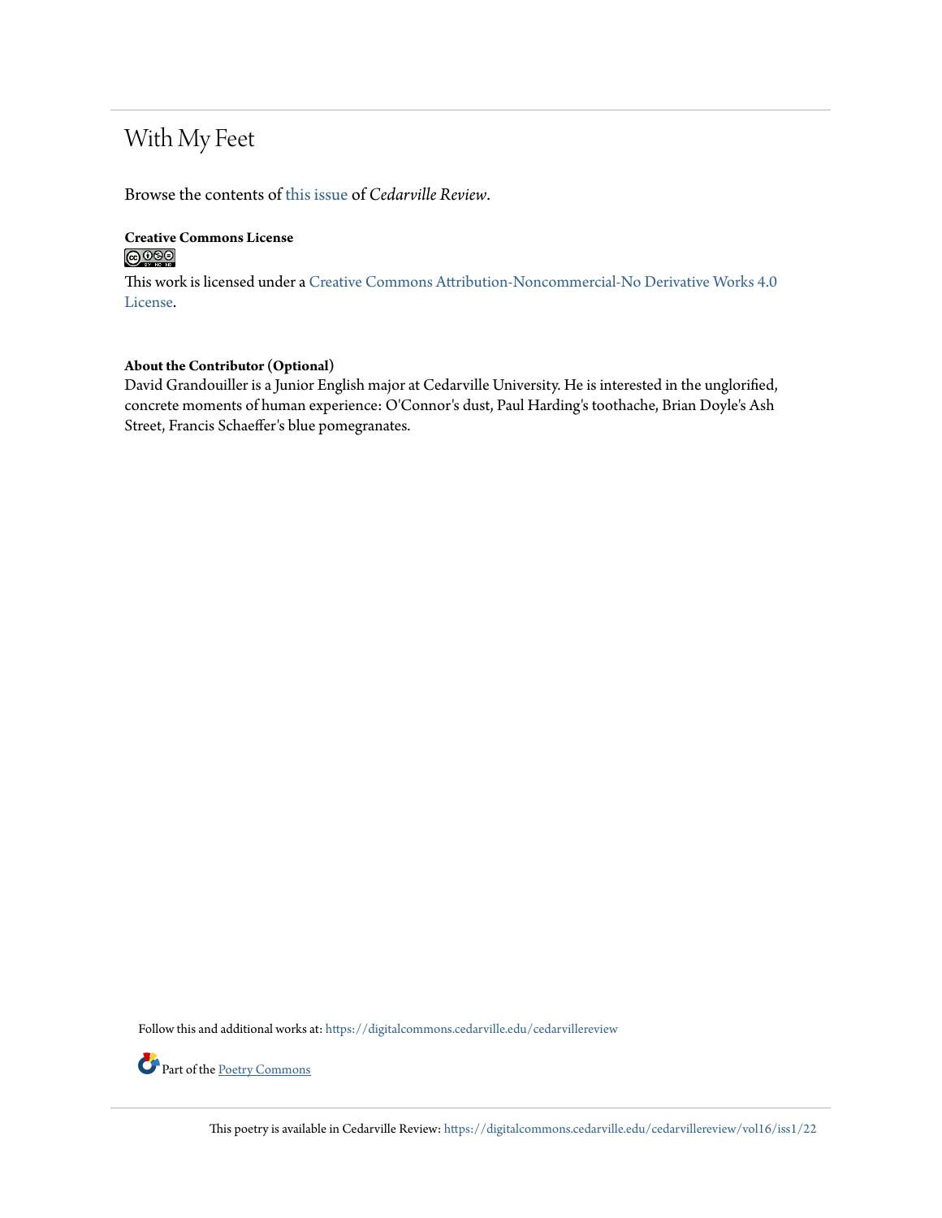# With My Feet

Browse the contents of this issue of *Cedarville Review*.

**Creative Commons License**

This work is licensed under a Creative Commons Attribution-Noncommercial-No Derivative Works 4.0 License.

**About the Contributor (Optional)**

David Grandouiller is a Junior English major at Cedarville University. He is interested in the unglorified, concrete moments of human experience: O'Connor's dust, Paul Harding's toothache, Brian Doyle's Ash Street, Francis Schaeffer's blue pomegranates.

Follow this and additional works at: https://digitalcommons.cedarville.edu/cedarvillereview

Part of the Poetry Commons

This poetry is available in Cedarville Review: https://digitalcommons.cedarville.edu/cedarvillereview/vol16/iss1/22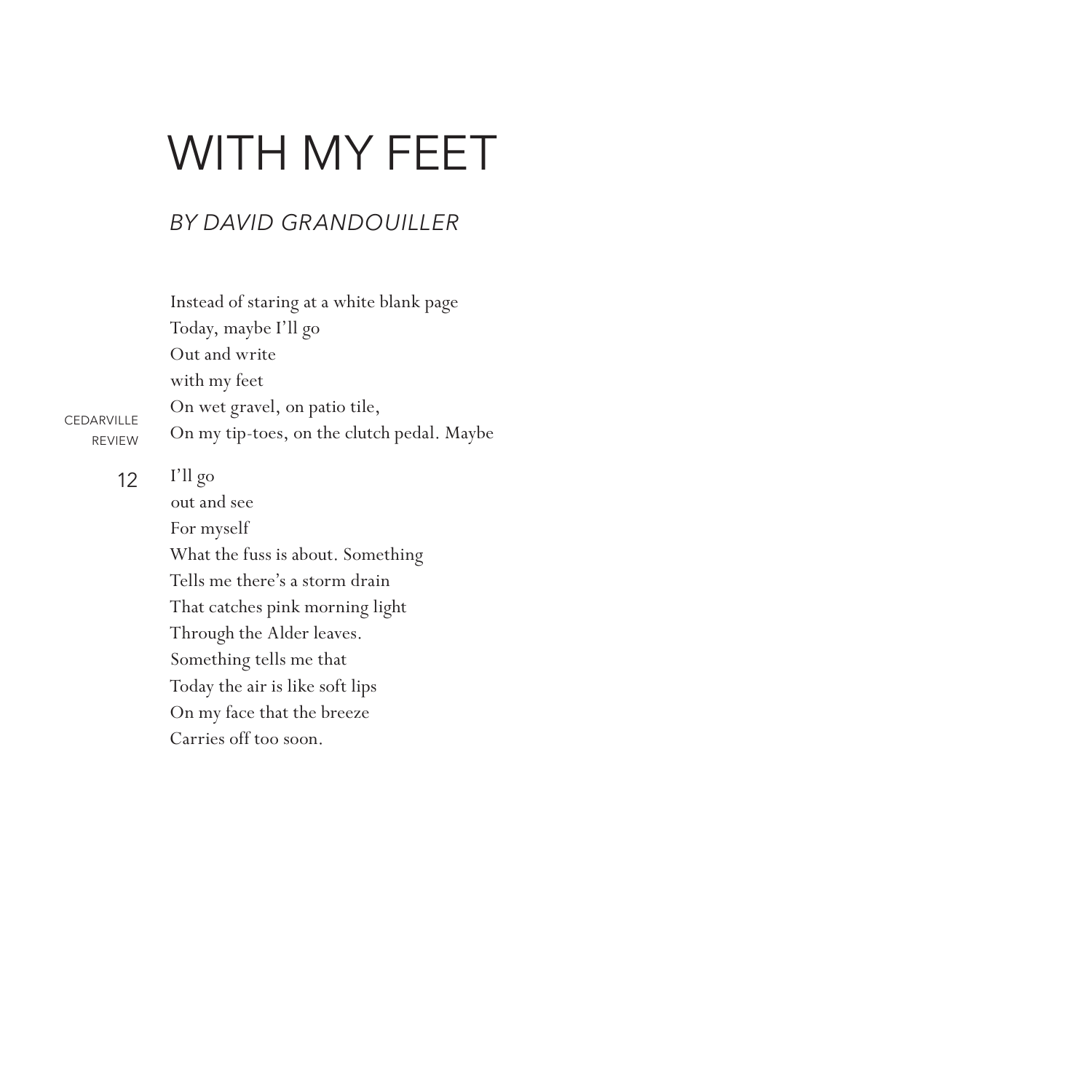# WITH MY FEET

*BY DAVID GRANDOUILLER*

Instead of staring at a white blank page  
Today, maybe I'll go  
Out and write  
with my feet  
On wet gravel, on patio tile,  
On my tip-toes, on the clutch pedal. Maybe

I'll go  
out and see  
For myself  
What the fuss is about. Something  
Tells me there's a storm drain  
That catches pink morning light  
Through the Alder leaves.  
Something tells me that  
Today the air is like soft lips  
On my face that the breeze  
Carries off too soon.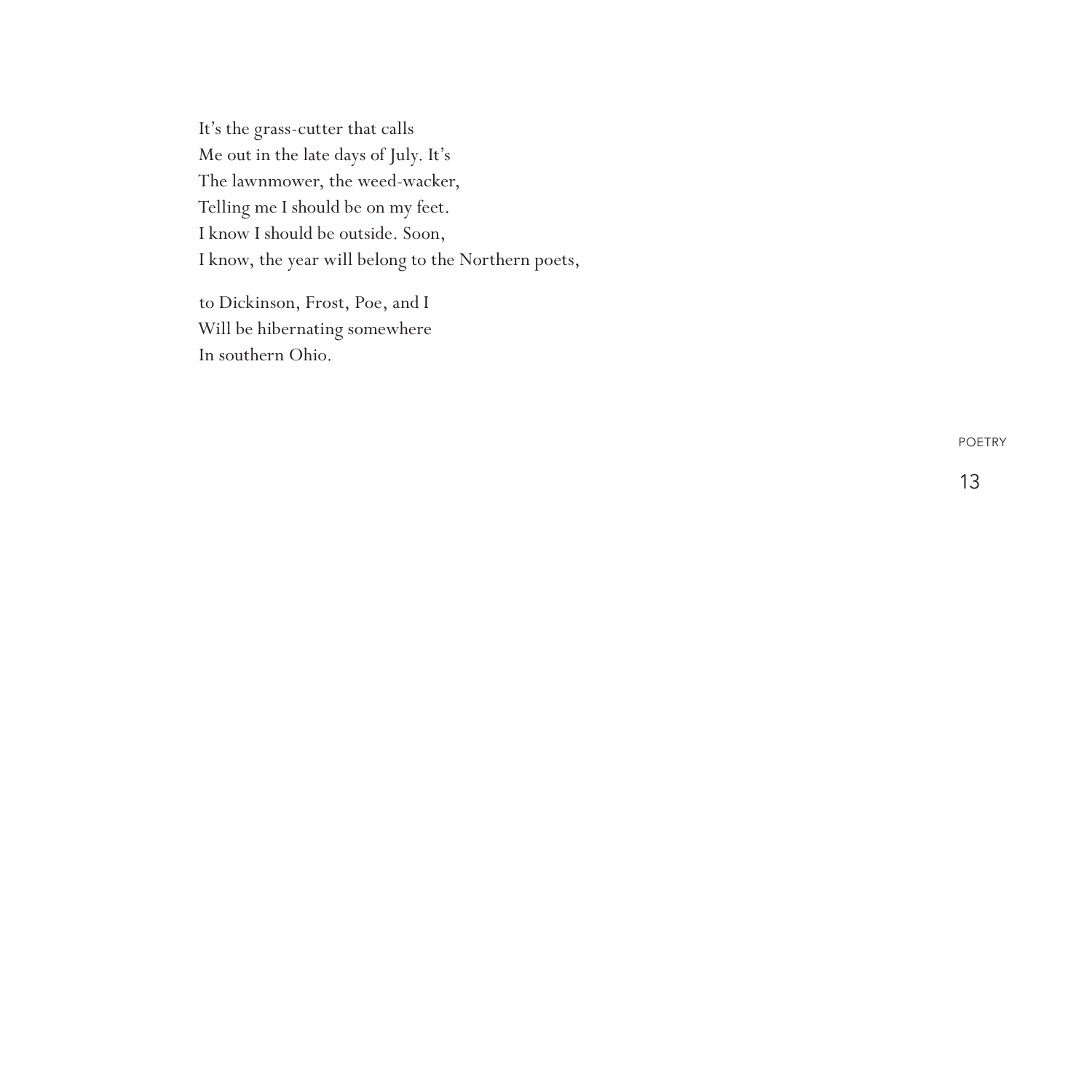It's the grass-cutter that calls  
Me out in the late days of July. It's  
The lawnmower, the weed-wacker,  
Telling me I should be on my feet.  
I know I should be outside. Soon,  
I know, the year will belong to the Northern poets,

to Dickinson, Frost, Poe, and I  
Will be hibernating somewhere  
In southern Ohio.